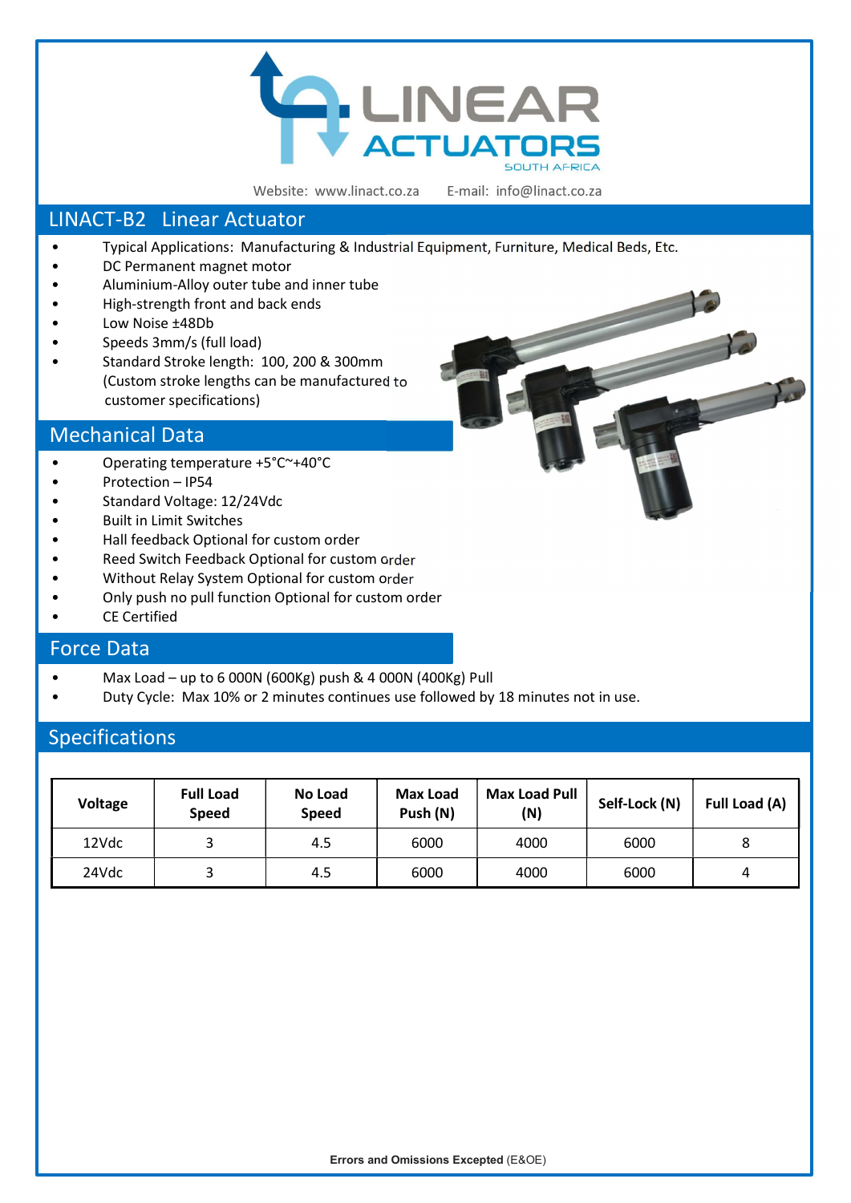# LINEAR ACTUATORS SOUTH AFRICA

Website: www.linact.co.za E-mail: info@linact.co.za

## LINACT-B2 Linear Actuator

- Typical Applications: Manufacturing & Industrial Equipment, Furniture, Medical Beds, Etc.
- DC Permanent magnet motor
- Aluminium-Alloy outer tube and inner tube
- High-strength front and back ends
- Low Noise ±48Db
- Speeds 3mm/s (full load)
- Standard Stroke length: 100, 200 & 300mm
  (Custom stroke lengths can be manufactured to customer specifications)

## Mechanical Data

- Operating temperature +5°C~+40°C
- Protection – IP54
- Standard Voltage: 12/24Vdc
- Built in Limit Switches
- Hall feedback Optional for custom order
- Reed Switch Feedback Optional for custom order
- Without Relay System Optional for custom order
- Only push no pull function Optional for custom order
- CE Certified

## Force Data

- Max Load – up to 6 000N (600Kg) push & 4 000N (400Kg) Pull
- Duty Cycle: Max 10% or 2 minutes continues use followed by 18 minutes not in use.

## Specifications

| Voltage | Full Load Speed | No Load Speed | Max Load Push (N) | Max Load Pull (N) | Self-Lock (N) | Full Load (A) |
|---|---|---|---|---|---|---|
| 12Vdc | 3 | 4.5 | 6000 | 4000 | 6000 | 8 |
| 24Vdc | 3 | 4.5 | 6000 | 4000 | 6000 | 4 |

**Errors and Omissions Excepted** (E&OE)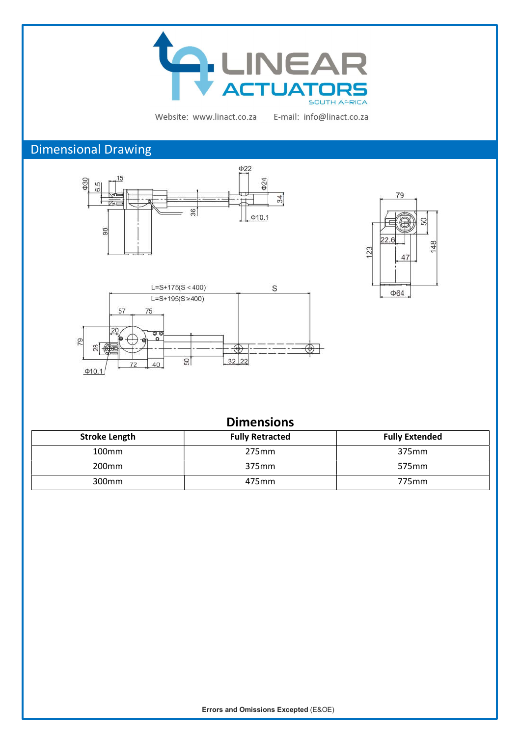LINEAR ACTUATORS SOUTH AFRICA

Website: www.linact.co.za E-mail: info@linact.co.za

## Dimensional Drawing

Φ22

Φ30

6.5

15

Φ24

34

36

Φ10.1

98

79

50

22.6

148

123

47

Φ64

L=S+175(S＜400)

L=S+195(S＞400)

S

57

75

20

79

28

72

40

50

32 22

Φ10.1

## Dimensions

| Stroke Length | Fully Retracted | Fully Extended |
|---|---|---|
| 100mm | 275mm | 375mm |
| 200mm | 375mm | 575mm |
| 300mm | 475mm | 775mm |

**Errors and Omissions Excepted** (E&OE)